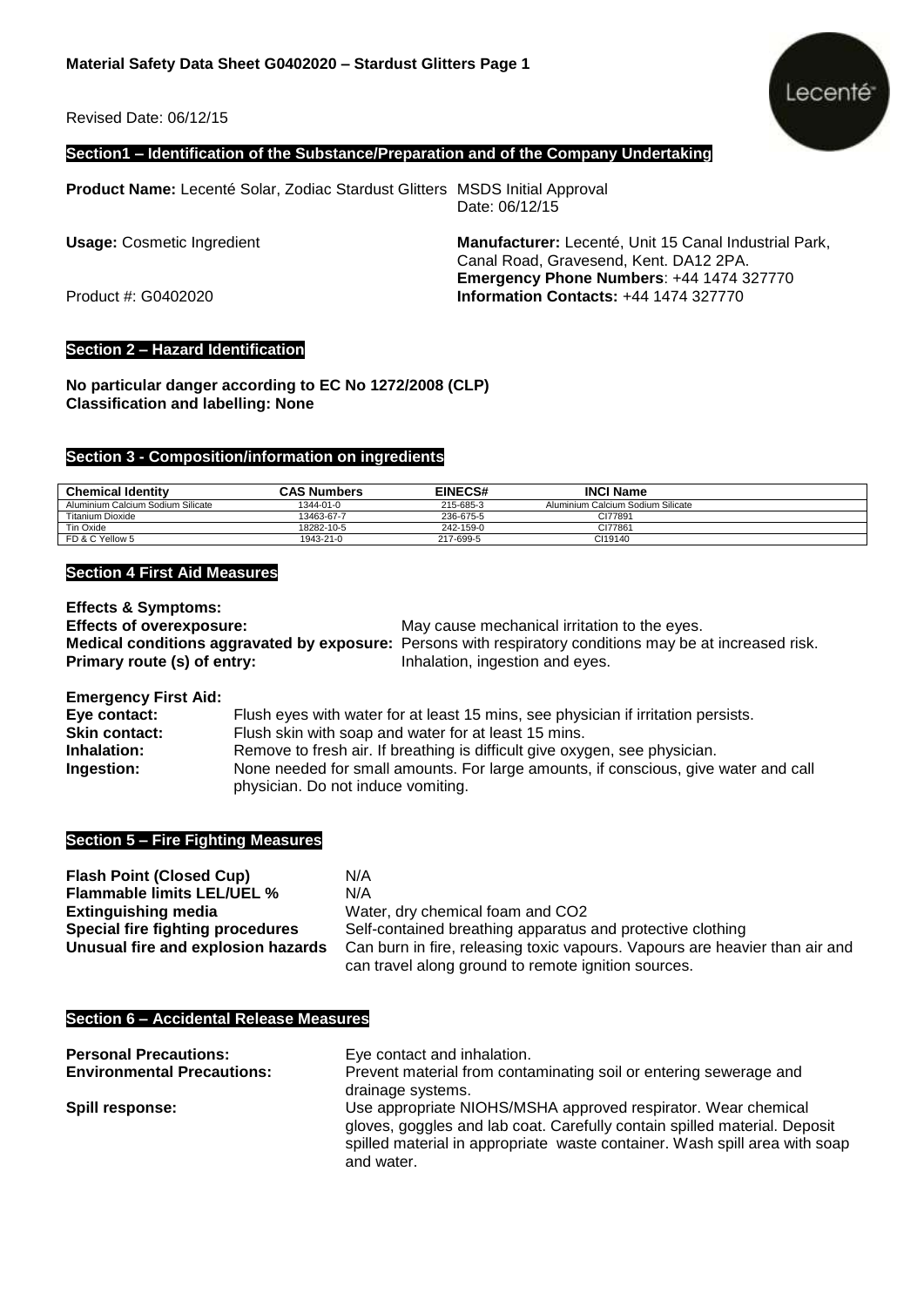**Material Safety Data Sheet G0402020 – Stardust Glitters Page 1**

Lecenté

Revised Date: 06/12/15

## Section1 – Identification of the Substance/Preparation and of the Company Undertaking

**Product Name:** Lecenté Solar, Zodiac Stardust Glitters

MSDS Initial Approval Date: 06/12/15

**Usage:** Cosmetic Ingredient

**Manufacturer:** Lecenté, Unit 15 Canal Industrial Park, Canal Road, Gravesend, Kent. DA12 2PA.

**Emergency Phone Numbers**: +44 1474 327770

Product #: G0402020

**Information Contacts:** +44 1474 327770

## Section 2 – Hazard Identification

**No particular danger according to EC No 1272/2008 (CLP)**
**Classification and labelling: None**

## Section 3 - Composition/information on ingredients

| Chemical Identity | CAS Numbers | EINECS# | INCI Name |
|---|---|---|---|
| Aluminium Calcium Sodium Silicate | 1344-01-0 | 215-685-3 | Aluminium Calcium Sodium Silicate |
| Titanium Dioxide | 13463-67-7 | 236-675-5 | CI77891 |
| Tin Oxide | 18282-10-5 | 242-159-0 | CI77861 |
| FD & C Yellow 5 | 1943-21-0 | 217-699-5 | CI19140 |

## Section 4 First Aid Measures

**Effects & Symptoms:**

**Effects of overexposure:** May cause mechanical irritation to the eyes.

**Medical conditions aggravated by exposure:** Persons with respiratory conditions may be at increased risk.

**Primary route (s) of entry:** Inhalation, ingestion and eyes.

**Emergency First Aid:**

**Eye contact:** Flush eyes with water for at least 15 mins, see physician if irritation persists.

**Skin contact:** Flush skin with soap and water for at least 15 mins.

**Inhalation:** Remove to fresh air. If breathing is difficult give oxygen, see physician.

**Ingestion:** None needed for small amounts. For large amounts, if conscious, give water and call physician. Do not induce vomiting.

## Section 5 – Fire Fighting Measures

**Flash Point (Closed Cup)** N/A

**Flammable limits LEL/UEL %** N/A

**Extinguishing media** Water, dry chemical foam and $CO_2$

**Special fire fighting procedures** Self-contained breathing apparatus and protective clothing

**Unusual fire and explosion hazards** Can burn in fire, releasing toxic vapours. Vapours are heavier than air and can travel along ground to remote ignition sources.

## Section 6 – Accidental Release Measures

**Personal Precautions:** Eye contact and inhalation.

**Environmental Precautions:** Prevent material from contaminating soil or entering sewerage and drainage systems.

**Spill response:** Use appropriate NIOHS/MSHA approved respirator. Wear chemical gloves, goggles and lab coat. Carefully contain spilled material. Deposit spilled material in appropriate waste container. Wash spill area with soap and water.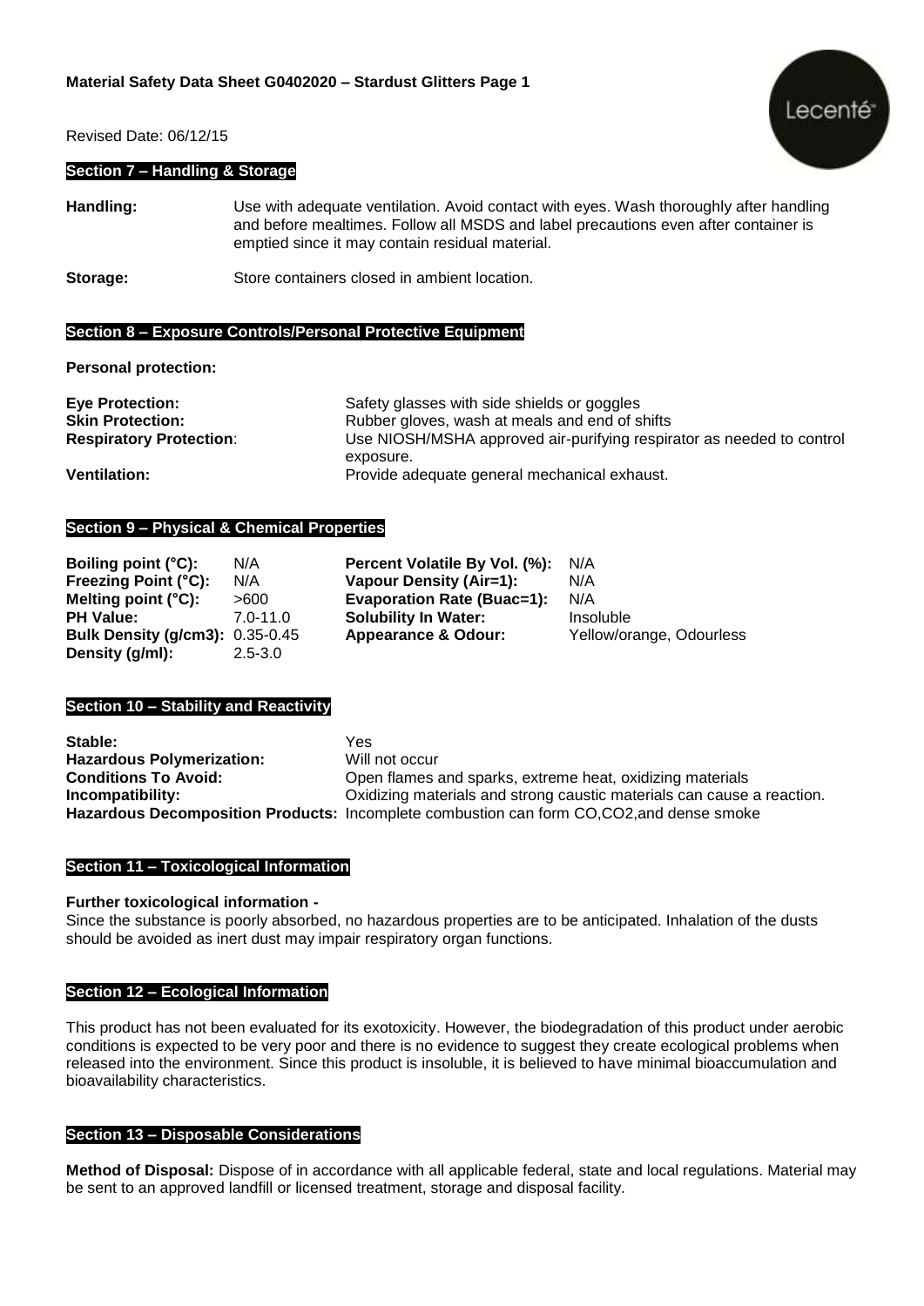Revised Date: 06/12/15

## Section 7 – Handling & Storage

**Handling:** Use with adequate ventilation. Avoid contact with eyes. Wash thoroughly after handling and before mealtimes. Follow all MSDS and label precautions even after container is emptied since it may contain residual material.

**Storage:** Store containers closed in ambient location.

## Section 8 – Exposure Controls/Personal Protective Equipment

**Personal protection:**

**Eye Protection:** Safety glasses with side shields or goggles
**Skin Protection:** Rubber gloves, wash at meals and end of shifts
**Respiratory Protection**: Use NIOSH/MSHA approved air-purifying respirator as needed to control exposure.
**Ventilation:** Provide adequate general mechanical exhaust.

## Section 9 – Physical & Chemical Properties

| | | | |
|---|---|---|---|
| **Boiling point (°C):** | N/A | **Percent Volatile By Vol. (%):** | N/A |
| **Freezing Point (°C):** | N/A | **Vapour Density (Air=1):** | N/A |
| **Melting point (°C):** | >600 | **Evaporation Rate (Buac=1):** | N/A |
| **PH Value:** | 7.0-11.0 | **Solubility In Water:** | Insoluble |
| **Bulk Density (g/cm3):** | 0.35-0.45 | **Appearance & Odour:** | Yellow/orange, Odourless |
| **Density (g/ml):** | 2.5-3.0 | | |

## Section 10 – Stability and Reactivity

**Stable:** Yes
**Hazardous Polymerization:** Will not occur
**Conditions To Avoid:** Open flames and sparks, extreme heat, oxidizing materials
**Incompatibility:** Oxidizing materials and strong caustic materials can cause a reaction.
**Hazardous Decomposition Products:** Incomplete combustion can form CO,CO2,and dense smoke

## Section 11 – Toxicological Information

**Further toxicological information -**

Since the substance is poorly absorbed, no hazardous properties are to be anticipated. Inhalation of the dusts should be avoided as inert dust may impair respiratory organ functions.

## Section 12 – Ecological Information

This product has not been evaluated for its exotoxicity. However, the biodegradation of this product under aerobic conditions is expected to be very poor and there is no evidence to suggest they create ecological problems when released into the environment. Since this product is insoluble, it is believed to have minimal bioaccumulation and bioavailability characteristics.

## Section 13 – Disposable Considerations

**Method of Disposal:** Dispose of in accordance with all applicable federal, state and local regulations. Material may be sent to an approved landfill or licensed treatment, storage and disposal facility.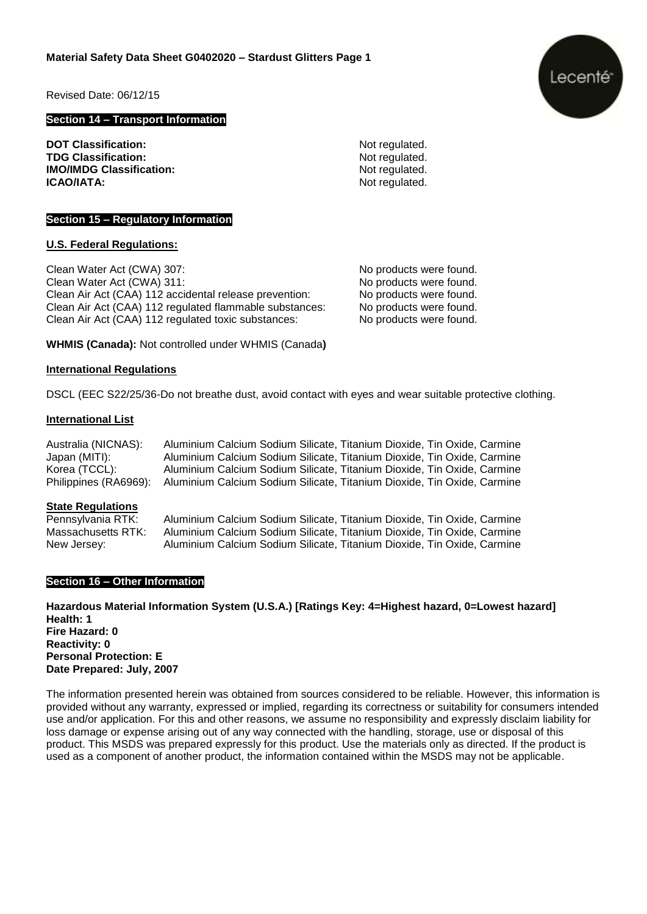Revised Date: 06/12/15

## Section 14 – Transport Information

| | |
|---|---|
| **DOT Classification:** | Not regulated. |
| **TDG Classification:** | Not regulated. |
| **IMO/IMDG Classification:** | Not regulated. |
| **ICAO/IATA:** | Not regulated. |

## Section 15 – Regulatory Information

**U.S. Federal Regulations:**

| | |
|---|---|
| Clean Water Act (CWA) 307: | No products were found. |
| Clean Water Act (CWA) 311: | No products were found. |
| Clean Air Act (CAA) 112 accidental release prevention: | No products were found. |
| Clean Air Act (CAA) 112 regulated flammable substances: | No products were found. |
| Clean Air Act (CAA) 112 regulated toxic substances: | No products were found. |

**WHMIS (Canada):** Not controlled under WHMIS (Canada**)**

**International Regulations**

DSCL (EEC S22/25/36-Do not breathe dust, avoid contact with eyes and wear suitable protective clothing.

**International List**

| | |
|---|---|
| Australia (NICNAS): | Aluminium Calcium Sodium Silicate, Titanium Dioxide, Tin Oxide, Carmine |
| Japan (MITI): | Aluminium Calcium Sodium Silicate, Titanium Dioxide, Tin Oxide, Carmine |
| Korea (TCCL): | Aluminium Calcium Sodium Silicate, Titanium Dioxide, Tin Oxide, Carmine |
| Philippines (RA6969): | Aluminium Calcium Sodium Silicate, Titanium Dioxide, Tin Oxide, Carmine |

**State Regulations**

| | |
|---|---|
| Pennsylvania RTK: | Aluminium Calcium Sodium Silicate, Titanium Dioxide, Tin Oxide, Carmine |
| Massachusetts RTK: | Aluminium Calcium Sodium Silicate, Titanium Dioxide, Tin Oxide, Carmine |
| New Jersey: | Aluminium Calcium Sodium Silicate, Titanium Dioxide, Tin Oxide, Carmine |

## Section 16 – Other Information

**Hazardous Material Information System (U.S.A.) [Ratings Key: 4=Highest hazard, 0=Lowest hazard]**
**Health: 1**
**Fire Hazard: 0**
**Reactivity: 0**
**Personal Protection: E**
**Date Prepared: July, 2007**

The information presented herein was obtained from sources considered to be reliable. However, this information is provided without any warranty, expressed or implied, regarding its correctness or suitability for consumers intended use and/or application. For this and other reasons, we assume no responsibility and expressly disclaim liability for loss damage or expense arising out of any way connected with the handling, storage, use or disposal of this product. This MSDS was prepared expressly for this product. Use the materials only as directed. If the product is used as a component of another product, the information contained within the MSDS may not be applicable.